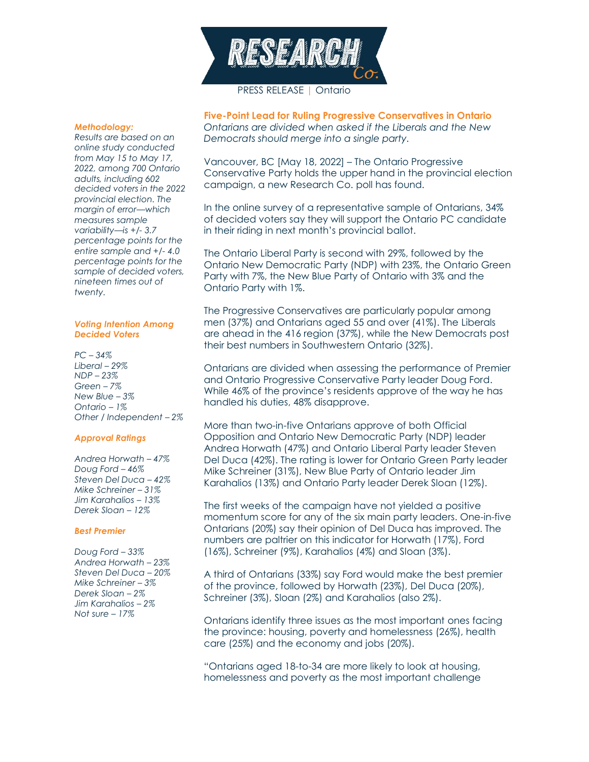PRESS RELEASE | Ontario

## Five-Point Lead for Ruling Progressive Conservatives in Ontario

*Ontarians are divided when asked if the Liberals and the New Democrats should merge into a single party.*

Vancouver, BC [May 18, 2022] – The Ontario Progressive Conservative Party holds the upper hand in the provincial election campaign, a new Research Co. poll has found.

In the online survey of a representative sample of Ontarians, 34% of decided voters say they will support the Ontario PC candidate in their riding in next month's provincial ballot.

The Ontario Liberal Party is second with 29%, followed by the Ontario New Democratic Party (NDP) with 23%, the Ontario Green Party with 7%, the New Blue Party of Ontario with 3% and the Ontario Party with 1%.

The Progressive Conservatives are particularly popular among men (37%) and Ontarians aged 55 and over (41%). The Liberals are ahead in the 416 region (37%), while the New Democrats post their best numbers in Southwestern Ontario (32%).

Ontarians are divided when assessing the performance of Premier and Ontario Progressive Conservative Party leader Doug Ford. While 46% of the province's residents approve of the way he has handled his duties, 48% disapprove.

More than two-in-five Ontarians approve of both Official Opposition and Ontario New Democratic Party (NDP) leader Andrea Horwath (47%) and Ontario Liberal Party leader Steven Del Duca (42%). The rating is lower for Ontario Green Party leader Mike Schreiner (31%), New Blue Party of Ontario leader Jim Karahalios (13%) and Ontario Party leader Derek Sloan (12%).

The first weeks of the campaign have not yielded a positive momentum score for any of the six main party leaders. One-in-five Ontarians (20%) say their opinion of Del Duca has improved. The numbers are paltrier on this indicator for Horwath (17%), Ford (16%), Schreiner (9%), Karahalios (4%) and Sloan (3%).

A third of Ontarians (33%) say Ford would make the best premier of the province, followed by Horwath (23%), Del Duca (20%), Schreiner (3%), Sloan (2%) and Karahalios (also 2%).

Ontarians identify three issues as the most important ones facing the province: housing, poverty and homelessness (26%), health care (25%) and the economy and jobs (20%).

"Ontarians aged 18-to-34 are more likely to look at housing, homelessness and poverty as the most important challenge

### Methodology:

*Results are based on an online study conducted from May 15 to May 17, 2022, among 700 Ontario adults, including 602 decided voters in the 2022 provincial election. The margin of error—which measures sample variability—is +/- 3.7 percentage points for the entire sample and +/- 4.0 percentage points for the sample of decided voters, nineteen times out of twenty.*

### Voting Intention Among Decided Voters

*PC – 34%*
*Liberal – 29%*
*NDP – 23%*
*Green – 7%*
*New Blue – 3%*
*Ontario – 1%*
*Other / Independent – 2%*

### Approval Ratings

*Andrea Horwath – 47%*
*Doug Ford – 46%*
*Steven Del Duca – 42%*
*Mike Schreiner – 31%*
*Jim Karahalios – 13%*
*Derek Sloan – 12%*

### Best Premier

*Doug Ford – 33%*
*Andrea Horwath – 23%*
*Steven Del Duca – 20%*
*Mike Schreiner – 3%*
*Derek Sloan – 2%*
*Jim Karahalios – 2%*
*Not sure – 17%*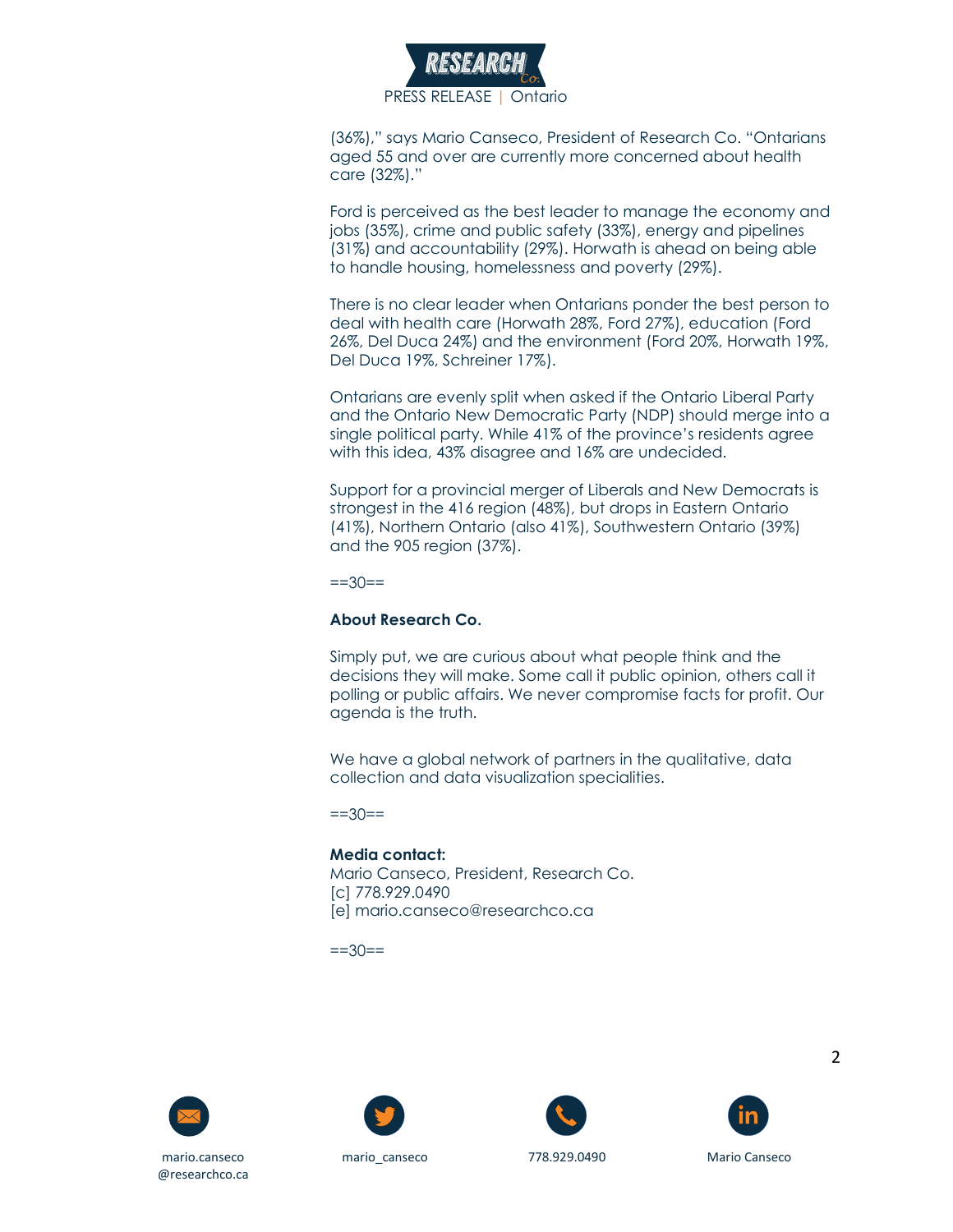(36%)," says Mario Canseco, President of Research Co. "Ontarians aged 55 and over are currently more concerned about health care (32%)."

Ford is perceived as the best leader to manage the economy and jobs (35%), crime and public safety (33%), energy and pipelines (31%) and accountability (29%). Horwath is ahead on being able to handle housing, homelessness and poverty (29%).

There is no clear leader when Ontarians ponder the best person to deal with health care (Horwath 28%, Ford 27%), education (Ford 26%, Del Duca 24%) and the environment (Ford 20%, Horwath 19%, Del Duca 19%, Schreiner 17%).

Ontarians are evenly split when asked if the Ontario Liberal Party and the Ontario New Democratic Party (NDP) should merge into a single political party. While 41% of the province's residents agree with this idea, 43% disagree and 16% are undecided.

Support for a provincial merger of Liberals and New Democrats is strongest in the 416 region (48%), but drops in Eastern Ontario (41%), Northern Ontario (also 41%), Southwestern Ontario (39%) and the 905 region (37%).

==30==

**About Research Co.**

Simply put, we are curious about what people think and the decisions they will make. Some call it public opinion, others call it polling or public affairs. We never compromise facts for profit. Our agenda is the truth.

We have a global network of partners in the qualitative, data collection and data visualization specialities.

==30==

**Media contact:**
Mario Canseco, President, Research Co.
[c] 778.929.0490
[e] mario.canseco@researchco.ca

==30==

mario.canseco@researchco.ca

mario_canseco

778.929.0490

Mario Canseco